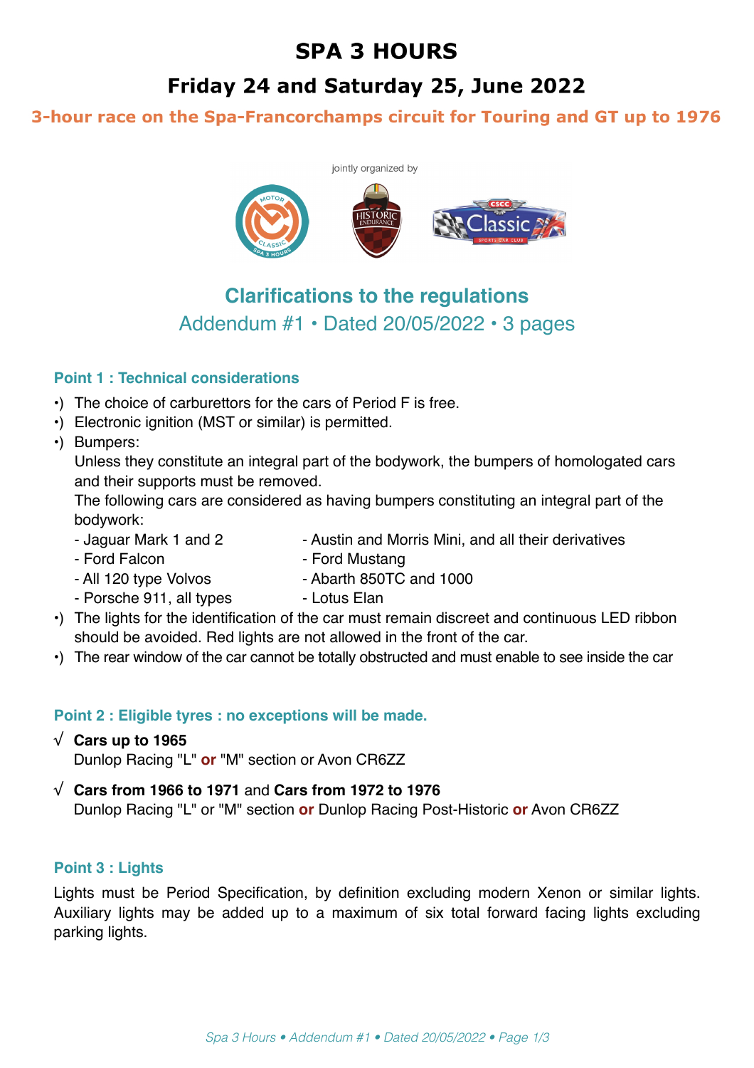# SPA 3 HOURS

## Friday 24 and Saturday 25, June 2022

**3-hour race on the Spa-Francorchamps circuit for Touring and GT up to 1976**

jointly organized by

## Clarifications to the regulations

Addendum #1 • Dated 20/05/2022 • 3 pages

### Point 1 : Technical considerations

- The choice of carburettors for the cars of Period F is free.
- Electronic ignition (MST or similar) is permitted.
- Bumpers:
  Unless they constitute an integral part of the bodywork, the bumpers of homologated cars and their supports must be removed.
  The following cars are considered as having bumpers constituting an integral part of the bodywork:
  - Jaguar Mark 1 and 2
  - Austin and Morris Mini, and all their derivatives
  - Ford Falcon
  - Ford Mustang
  - All 120 type Volvos
  - Abarth 850TC and 1000
  - Porsche 911, all types
  - Lotus Elan
- The lights for the identification of the car must remain discreet and continuous LED ribbon should be avoided. Red lights are not allowed in the front of the car.
- The rear window of the car cannot be totally obstructed and must enable to see inside the car

### Point 2 : Eligible tyres : no exceptions will be made.

√ **Cars up to 1965**
Dunlop Racing "L" **or** "M" section or Avon CR6ZZ

√ **Cars from 1966 to 1971** and **Cars from 1972 to 1976**
Dunlop Racing "L" or "M" section **or** Dunlop Racing Post-Historic **or** Avon CR6ZZ

### Point 3 : Lights

Lights must be Period Specification, by definition excluding modern Xenon or similar lights. Auxiliary lights may be added up to a maximum of six total forward facing lights excluding parking lights.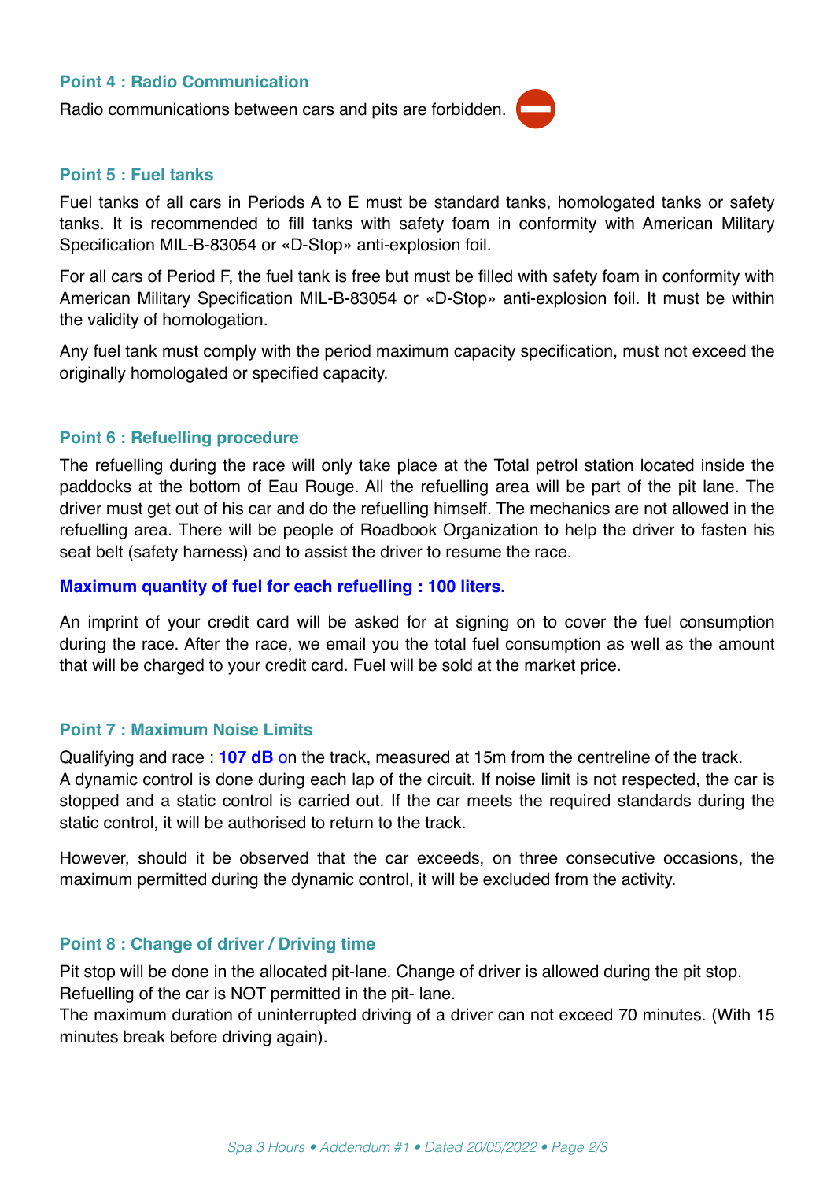### Point 4 : Radio Communication

Radio communications between cars and pits are forbidden.

### Point 5 : Fuel tanks

Fuel tanks of all cars in Periods A to E must be standard tanks, homologated tanks or safety tanks. It is recommended to fill tanks with safety foam in conformity with American Military Specification MIL-B-83054 or «D-Stop» anti-explosion foil.

For all cars of Period F, the fuel tank is free but must be filled with safety foam in conformity with American Military Specification MIL-B-83054 or «D-Stop» anti-explosion foil. It must be within the validity of homologation.

Any fuel tank must comply with the period maximum capacity specification, must not exceed the originally homologated or specified capacity.

### Point 6 : Refuelling procedure

The refuelling during the race will only take place at the Total petrol station located inside the paddocks at the bottom of Eau Rouge. All the refuelling area will be part of the pit lane. The driver must get out of his car and do the refuelling himself. The mechanics are not allowed in the refuelling area. There will be people of Roadbook Organization to help the driver to fasten his seat belt (safety harness) and to assist the driver to resume the race.

**Maximum quantity of fuel for each refuelling : 100 liters.**

An imprint of your credit card will be asked for at signing on to cover the fuel consumption during the race. After the race, we email you the total fuel consumption as well as the amount that will be charged to your credit card. Fuel will be sold at the market price.

### Point 7 : Maximum Noise Limits

Qualifying and race : **107 dB** on the track, measured at 15m from the centreline of the track.
A dynamic control is done during each lap of the circuit. If noise limit is not respected, the car is stopped and a static control is carried out. If the car meets the required standards during the static control, it will be authorised to return to the track.

However, should it be observed that the car exceeds, on three consecutive occasions, the maximum permitted during the dynamic control, it will be excluded from the activity.

### Point 8 : Change of driver / Driving time

Pit stop will be done in the allocated pit-lane. Change of driver is allowed during the pit stop.
Refuelling of the car is NOT permitted in the pit- lane.
The maximum duration of uninterrupted driving of a driver can not exceed 70 minutes. (With 15 minutes break before driving again).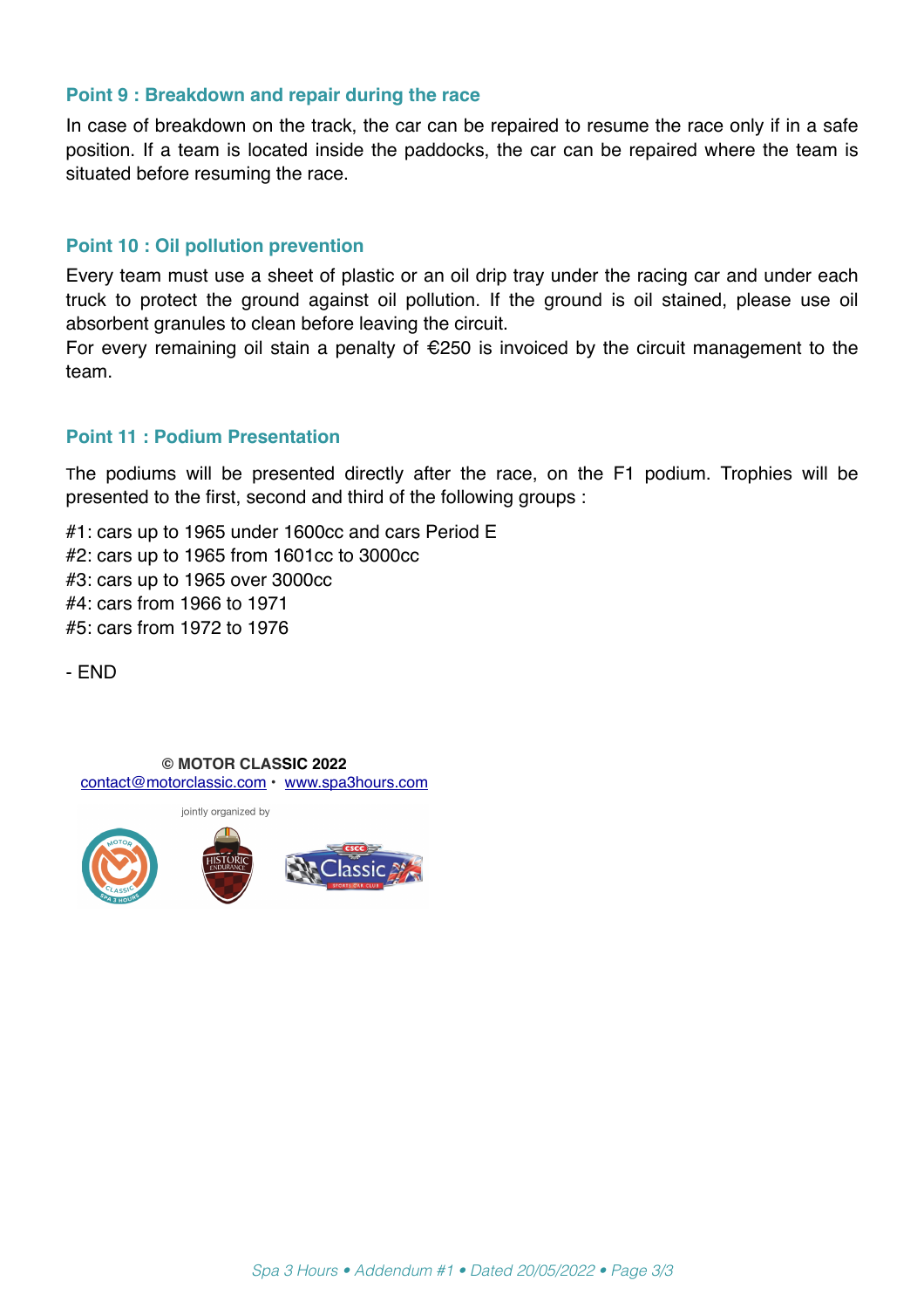## Point 9 : Breakdown and repair during the race

In case of breakdown on the track, the car can be repaired to resume the race only if in a safe position. If a team is located inside the paddocks, the car can be repaired where the team is situated before resuming the race.

## Point 10 : Oil pollution prevention

Every team must use a sheet of plastic or an oil drip tray under the racing car and under each truck to protect the ground against oil pollution. If the ground is oil stained, please use oil absorbent granules to clean before leaving the circuit.
For every remaining oil stain a penalty of €250 is invoiced by the circuit management to the team.

## Point 11 : Podium Presentation

The podiums will be presented directly after the race, on the F1 podium. Trophies will be presented to the first, second and third of the following groups :

#1: cars up to 1965 under 1600cc and cars Period E
#2: cars up to 1965 from 1601cc to 3000cc
#3: cars up to 1965 over 3000cc
#4: cars from 1966 to 1971
#5: cars from 1972 to 1976

- END

**© MOTOR CLASSIC 2022**
contact@motorclassic.com • www.spa3hours.com

jointly organized by